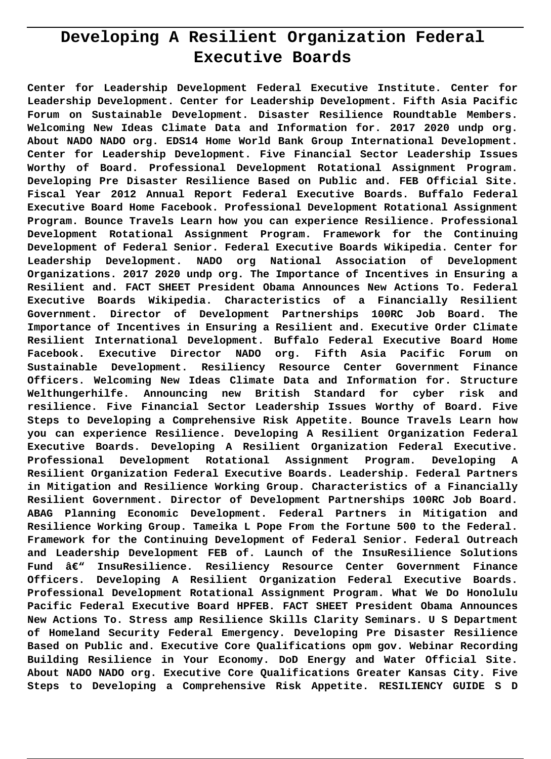# Developing A Resilient Organization Federal Executive Boards

**Center for Leadership Development Federal Executive Institute. Center for Leadership Development. Center for Leadership Development. Fifth Asia Pacific Forum on Sustainable Development. Disaster Resilience Roundtable Members. Welcoming New Ideas Climate Data and Information for. 2017 2020 undp org. About NADO NADO org. EDS14 Home World Bank Group International Development. Center for Leadership Development. Five Financial Sector Leadership Issues Worthy of Board. Professional Development Rotational Assignment Program. Developing Pre Disaster Resilience Based on Public and. FEB Official Site. Fiscal Year 2012 Annual Report Federal Executive Boards. Buffalo Federal Executive Board Home Facebook. Professional Development Rotational Assignment Program. Bounce Travels Learn how you can experience Resilience. Professional Development Rotational Assignment Program. Framework for the Continuing Development of Federal Senior. Federal Executive Boards Wikipedia. Center for Leadership Development. NADO org National Association of Development Organizations. 2017 2020 undp org. The Importance of Incentives in Ensuring a Resilient and. FACT SHEET President Obama Announces New Actions To. Federal Executive Boards Wikipedia. Characteristics of a Financially Resilient Government. Director of Development Partnerships 100RC Job Board. The Importance of Incentives in Ensuring a Resilient and. Executive Order Climate Resilient International Development. Buffalo Federal Executive Board Home Facebook. Executive Director NADO org. Fifth Asia Pacific Forum on Sustainable Development. Resiliency Resource Center Government Finance Officers. Welcoming New Ideas Climate Data and Information for. Structure Welthungerhilfe. Announcing new British Standard for cyber risk and resilience. Five Financial Sector Leadership Issues Worthy of Board. Five Steps to Developing a Comprehensive Risk Appetite. Bounce Travels Learn how you can experience Resilience. Developing A Resilient Organization Federal Executive Boards. Developing A Resilient Organization Federal Executive. Professional Development Rotational Assignment Program. Developing A Resilient Organization Federal Executive Boards. Leadership. Federal Partners in Mitigation and Resilience Working Group. Characteristics of a Financially Resilient Government. Director of Development Partnerships 100RC Job Board. ABAG Planning Economic Development. Federal Partners in Mitigation and Resilience Working Group. Tameika L Pope From the Fortune 500 to the Federal. Framework for the Continuing Development of Federal Senior. Federal Outreach and Leadership Development FEB of. Launch of the InsuResilience Solutions Fund â€" InsuResilience. Resiliency Resource Center Government Finance Officers. Developing A Resilient Organization Federal Executive Boards. Professional Development Rotational Assignment Program. What We Do Honolulu Pacific Federal Executive Board HPFEB. FACT SHEET President Obama Announces New Actions To. Stress amp Resilience Skills Clarity Seminars. U S Department of Homeland Security Federal Emergency. Developing Pre Disaster Resilience Based on Public and. Executive Core Qualifications opm gov. Webinar Recording Building Resilience in Your Economy. DoD Energy and Water Official Site. About NADO NADO org. Executive Core Qualifications Greater Kansas City. Five Steps to Developing a Comprehensive Risk Appetite. RESILIENCY GUIDE S D**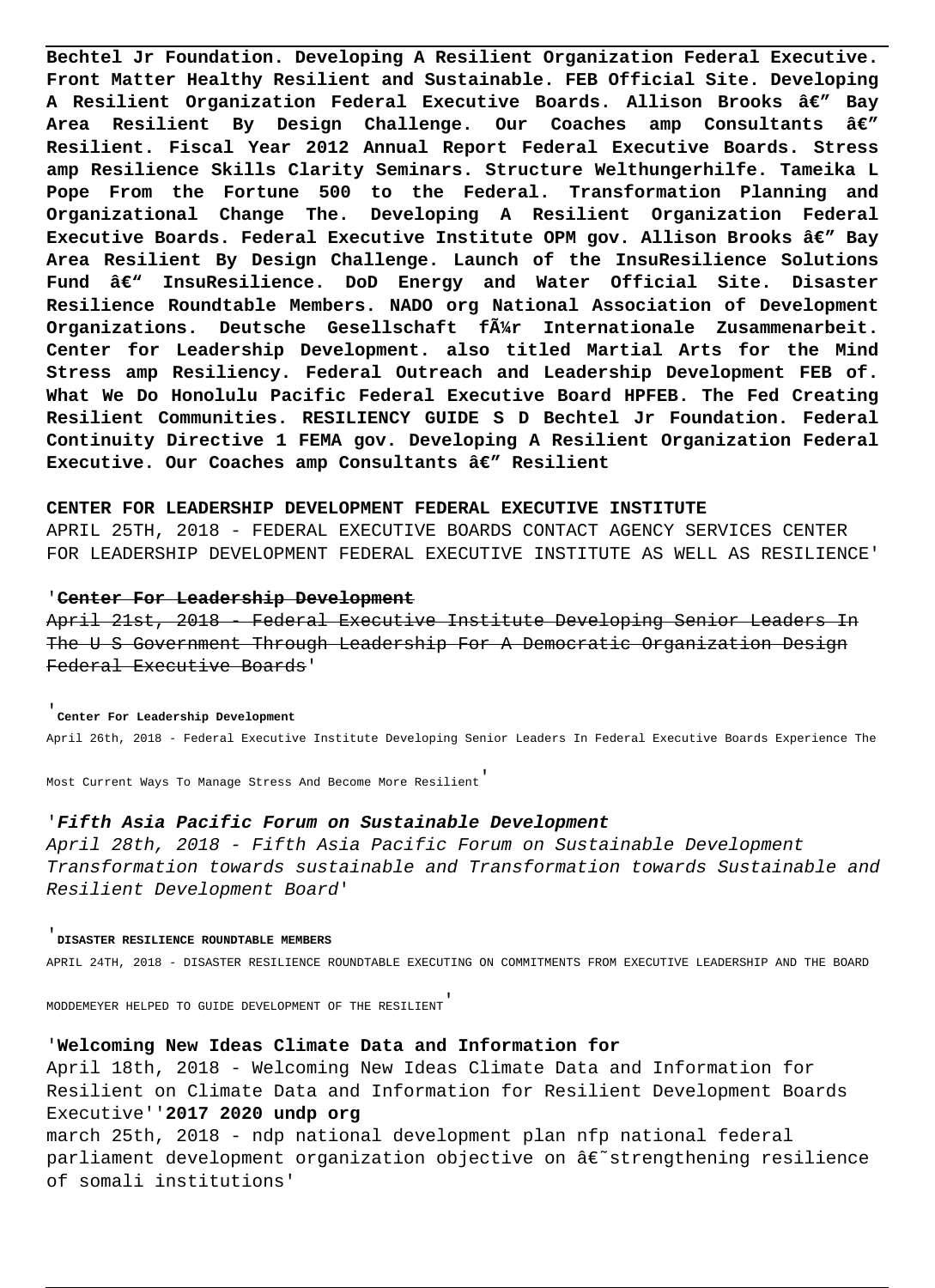**Bechtel Jr Foundation. Developing A Resilient Organization Federal Executive. Front Matter Healthy Resilient and Sustainable. FEB Official Site. Developing A Resilient Organization Federal Executive Boards. Allison Brooks â€" Bay Area Resilient By Design Challenge. Our Coaches amp Consultants â€" Resilient. Fiscal Year 2012 Annual Report Federal Executive Boards. Stress amp Resilience Skills Clarity Seminars. Structure Welthungerhilfe. Tameika L Pope From the Fortune 500 to the Federal. Transformation Planning and Organizational Change The. Developing A Resilient Organization Federal Executive Boards. Federal Executive Institute OPM gov. Allison Brooks â€" Bay Area Resilient By Design Challenge. Launch of the InsuResilience Solutions Fund â€" InsuResilience. DoD Energy and Water Official Site. Disaster Resilience Roundtable Members. NADO org National Association of Development Organizations. Deutsche Gesellschaft fÃ¼r Internationale Zusammenarbeit. Center for Leadership Development. also titled Martial Arts for the Mind Stress amp Resiliency. Federal Outreach and Leadership Development FEB of. What We Do Honolulu Pacific Federal Executive Board HPFEB. The Fed Creating Resilient Communities. RESILIENCY GUIDE S D Bechtel Jr Foundation. Federal Continuity Directive 1 FEMA gov. Developing A Resilient Organization Federal Executive. Our Coaches amp Consultants â€" Resilient**

**CENTER FOR LEADERSHIP DEVELOPMENT FEDERAL EXECUTIVE INSTITUTE**

APRIL 25TH, 2018 - FEDERAL EXECUTIVE BOARDS CONTACT AGENCY SERVICES CENTER FOR LEADERSHIP DEVELOPMENT FEDERAL EXECUTIVE INSTITUTE AS WELL AS RESILIENCE'

'**Center For Leadership Development**

~~April 21st, 2018 - Federal Executive Institute Developing Senior Leaders In The U S Government Through Leadership For A Democratic Organization Design Federal Executive Boards~~'

'**Center For Leadership Development**

April 26th, 2018 - Federal Executive Institute Developing Senior Leaders In Federal Executive Boards Experience The Most Current Ways To Manage Stress And Become More Resilient'

'***Fifth Asia Pacific Forum on Sustainable Development***

*April 28th, 2018 - Fifth Asia Pacific Forum on Sustainable Development Transformation towards sustainable and Transformation towards Sustainable and Resilient Development Board*'

'**DISASTER RESILIENCE ROUNDTABLE MEMBERS**

APRIL 24TH, 2018 - DISASTER RESILIENCE ROUNDTABLE EXECUTING ON COMMITMENTS FROM EXECUTIVE LEADERSHIP AND THE BOARD MODDEMEYER HELPED TO GUIDE DEVELOPMENT OF THE RESILIENT'

'**Welcoming New Ideas Climate Data and Information for**

April 18th, 2018 - Welcoming New Ideas Climate Data and Information for Resilient on Climate Data and Information for Resilient Development Boards Executive''**2017 2020 undp org**

march 25th, 2018 - ndp national development plan nfp national federal parliament development organization objective on â€˜strengthening resilience of somali institutions'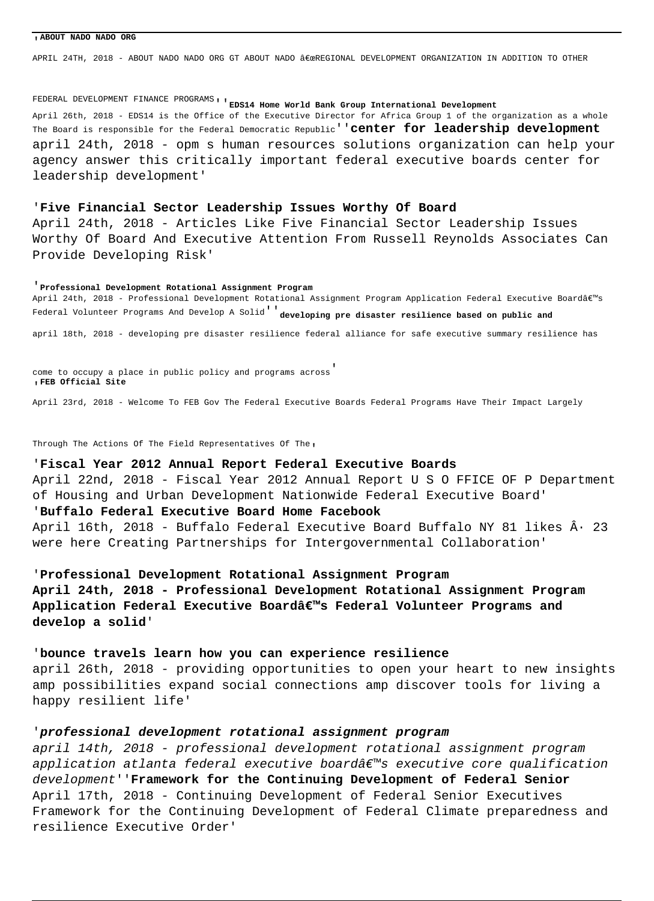**'ABOUT NADO NADO ORG**

APRIL 24TH, 2018 - ABOUT NADO NADO ORG GT ABOUT NADO â€œREGIONAL DEVELOPMENT ORGANIZATION IN ADDITION TO OTHER FEDERAL DEVELOPMENT FINANCE PROGRAMS''

**'EDS14 Home World Bank Group International Development**

April 26th, 2018 - EDS14 is the Office of the Executive Director for Africa Group 1 of the organization as a whole The Board is responsible for the Federal Democratic Republic''

**'center for leadership development**

april 24th, 2018 - opm s human resources solutions organization can help your agency answer this critically important federal executive boards center for leadership development'

**'Five Financial Sector Leadership Issues Worthy Of Board**

April 24th, 2018 - Articles Like Five Financial Sector Leadership Issues Worthy Of Board And Executive Attention From Russell Reynolds Associates Can Provide Developing Risk'

**'Professional Development Rotational Assignment Program**

April 24th, 2018 - Professional Development Rotational Assignment Program Application Federal Executive Boardâ€™s Federal Volunteer Programs And Develop A Solid''

**'developing pre disaster resilience based on public and**

april 18th, 2018 - developing pre disaster resilience federal alliance for safe executive summary resilience has come to occupy a place in public policy and programs across'

**'FEB Official Site**

April 23rd, 2018 - Welcome To FEB Gov The Federal Executive Boards Federal Programs Have Their Impact Largely Through The Actions Of The Field Representatives Of The'

**'Fiscal Year 2012 Annual Report Federal Executive Boards**

April 22nd, 2018 - Fiscal Year 2012 Annual Report U S O FFICE OF P Department of Housing and Urban Development Nationwide Federal Executive Board'

**'Buffalo Federal Executive Board Home Facebook**

April 16th, 2018 - Buffalo Federal Executive Board Buffalo NY 81 likes Â· 23 were here Creating Partnerships for Intergovernmental Collaboration'

**'Professional Development Rotational Assignment Program**

**April 24th, 2018 - Professional Development Rotational Assignment Program Application Federal Executive Boardâ€™s Federal Volunteer Programs and develop a solid'**

**'bounce travels learn how you can experience resilience**

april 26th, 2018 - providing opportunities to open your heart to new insights amp possibilities expand social connections amp discover tools for living a happy resilient life'

***'professional development rotational assignment program***

*april 14th, 2018 - professional development rotational assignment program application atlanta federal executive boardâ€™s executive core qualification development''*

**'Framework for the Continuing Development of Federal Senior**

April 17th, 2018 - Continuing Development of Federal Senior Executives Framework for the Continuing Development of Federal Climate preparedness and resilience Executive Order'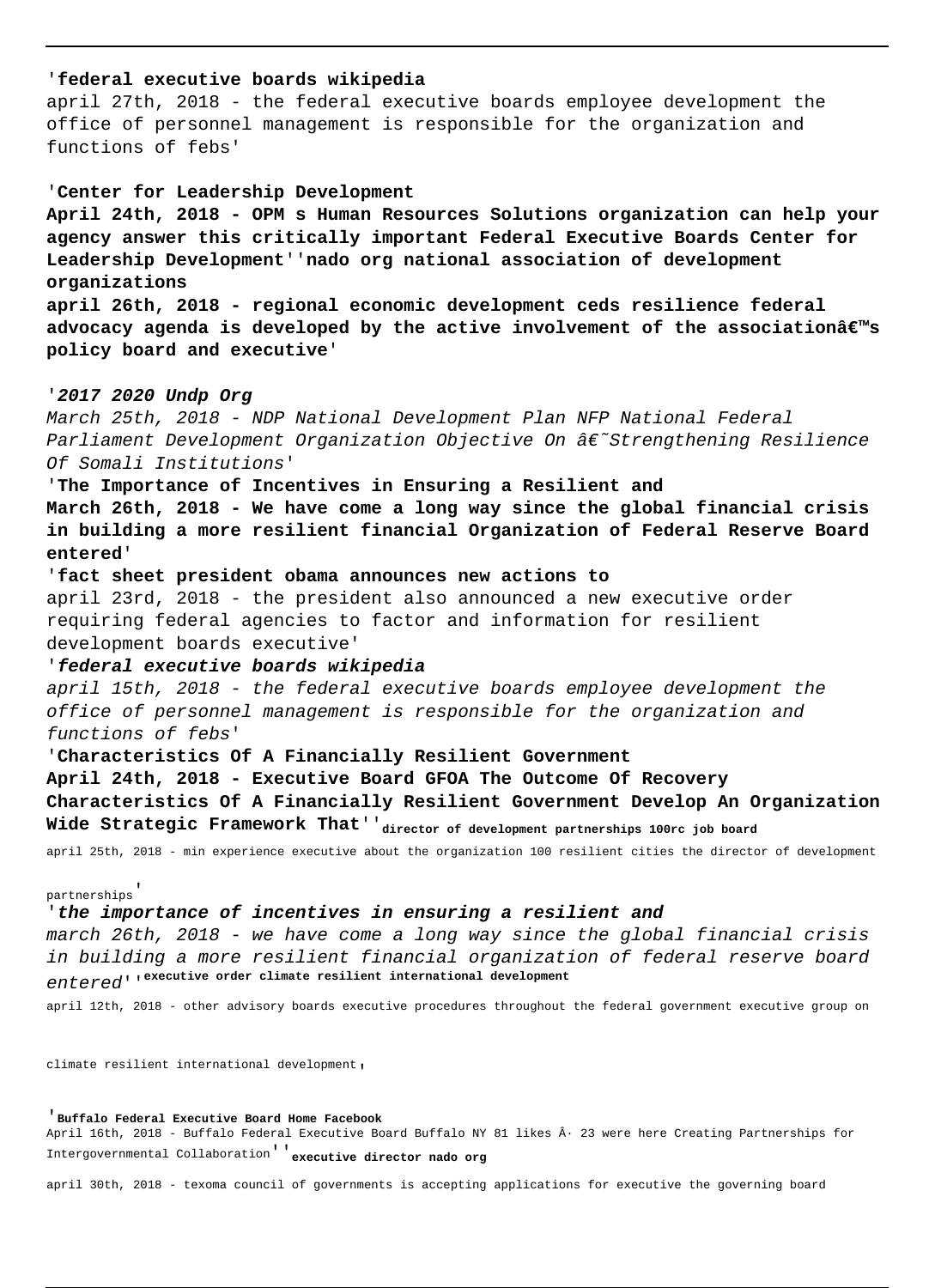'**federal executive boards wikipedia**
april 27th, 2018 - the federal executive boards employee development the office of personnel management is responsible for the organization and functions of febs'

'**Center for Leadership Development**
**April 24th, 2018 - OPM s Human Resources Solutions organization can help your agency answer this critically important Federal Executive Boards Center for Leadership Development**''**nado org national association of development organizations**
**april 26th, 2018 - regional economic development ceds resilience federal advocacy agenda is developed by the active involvement of the associationâ€™s policy board and executive**'

'***2017 2020 Undp Org***
*March 25th, 2018 - NDP National Development Plan NFP National Federal Parliament Development Organization Objective On â€˜Strengthening Resilience Of Somali Institutions*'

'**The Importance of Incentives in Ensuring a Resilient and**
**March 26th, 2018 - We have come a long way since the global financial crisis in building a more resilient financial Organization of Federal Reserve Board entered**'

'**fact sheet president obama announces new actions to**
april 23rd, 2018 - the president also announced a new executive order requiring federal agencies to factor and information for resilient development boards executive'

'***federal executive boards wikipedia***
*april 15th, 2018 - the federal executive boards employee development the office of personnel management is responsible for the organization and functions of febs*'

'**Characteristics Of A Financially Resilient Government**
**April 24th, 2018 - Executive Board GFOA The Outcome Of Recovery Characteristics Of A Financially Resilient Government Develop An Organization Wide Strategic Framework That**''**director of development partnerships 100rc job board**
april 25th, 2018 - min experience executive about the organization 100 resilient cities the director of development partnerships'

'***the importance of incentives in ensuring a resilient and***
*march 26th, 2018 - we have come a long way since the global financial crisis in building a more resilient financial organization of federal reserve board entered*''**executive order climate resilient international development**
april 12th, 2018 - other advisory boards executive procedures throughout the federal government executive group on climate resilient international development'

'**Buffalo Federal Executive Board Home Facebook**
April 16th, 2018 - Buffalo Federal Executive Board Buffalo NY 81 likes Â· 23 were here Creating Partnerships for Intergovernmental Collaboration''**executive director nado org**
april 30th, 2018 - texoma council of governments is accepting applications for executive the governing board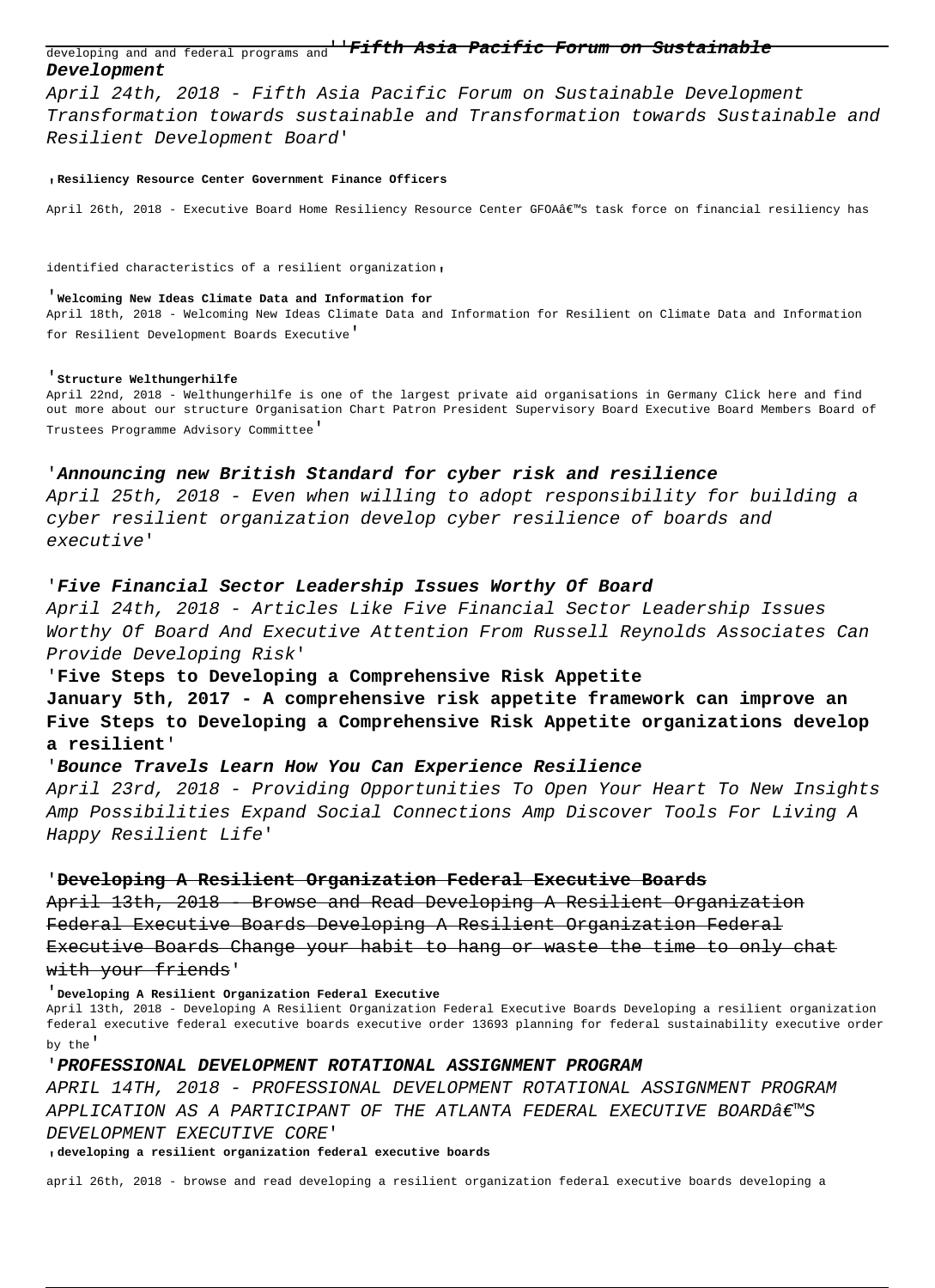developing and and federal programs and''**Fifth Asia Pacific Forum on Sustainable Development**

*April 24th, 2018 - Fifth Asia Pacific Forum on Sustainable Development Transformation towards sustainable and Transformation towards Sustainable and Resilient Development Board'*

'**Resiliency Resource Center Government Finance Officers**

April 26th, 2018 - Executive Board Home Resiliency Resource Center GFOAâ€™s task force on financial resiliency has identified characteristics of a resilient organization'

'**Welcoming New Ideas Climate Data and Information for**

April 18th, 2018 - Welcoming New Ideas Climate Data and Information for Resilient on Climate Data and Information for Resilient Development Boards Executive'

'**Structure Welthungerhilfe**

April 22nd, 2018 - Welthungerhilfe is one of the largest private aid organisations in Germany Click here and find out more about our structure Organisation Chart Patron President Supervisory Board Executive Board Members Board of Trustees Programme Advisory Committee'

'***Announcing new British Standard for cyber risk and resilience***

*April 25th, 2018 - Even when willing to adopt responsibility for building a cyber resilient organization develop cyber resilience of boards and executive'*

'***Five Financial Sector Leadership Issues Worthy Of Board***

*April 24th, 2018 - Articles Like Five Financial Sector Leadership Issues Worthy Of Board And Executive Attention From Russell Reynolds Associates Can Provide Developing Risk'*

'**Five Steps to Developing a Comprehensive Risk Appetite**

**January 5th, 2017 - A comprehensive risk appetite framework can improve an Five Steps to Developing a Comprehensive Risk Appetite organizations develop a resilient'**

'***Bounce Travels Learn How You Can Experience Resilience***

*April 23rd, 2018 - Providing Opportunities To Open Your Heart To New Insights Amp Possibilities Expand Social Connections Amp Discover Tools For Living A Happy Resilient Life'*

'***Developing A Resilient Organization Federal Executive Boards***

April 13th, 2018 - Browse and Read Developing A Resilient Organization Federal Executive Boards Developing A Resilient Organization Federal Executive Boards Change your habit to hang or waste the time to only chat with your friends'

'**Developing A Resilient Organization Federal Executive**

April 13th, 2018 - Developing A Resilient Organization Federal Executive Boards Developing a resilient organization federal executive federal executive boards executive order 13693 planning for federal sustainability executive order by the'

'***PROFESSIONAL DEVELOPMENT ROTATIONAL ASSIGNMENT PROGRAM***

*APRIL 14TH, 2018 - PROFESSIONAL DEVELOPMENT ROTATIONAL ASSIGNMENT PROGRAM APPLICATION AS A PARTICIPANT OF THE ATLANTA FEDERAL EXECUTIVE BOARDâ€™S DEVELOPMENT EXECUTIVE CORE'*

'**developing a resilient organization federal executive boards**

april 26th, 2018 - browse and read developing a resilient organization federal executive boards developing a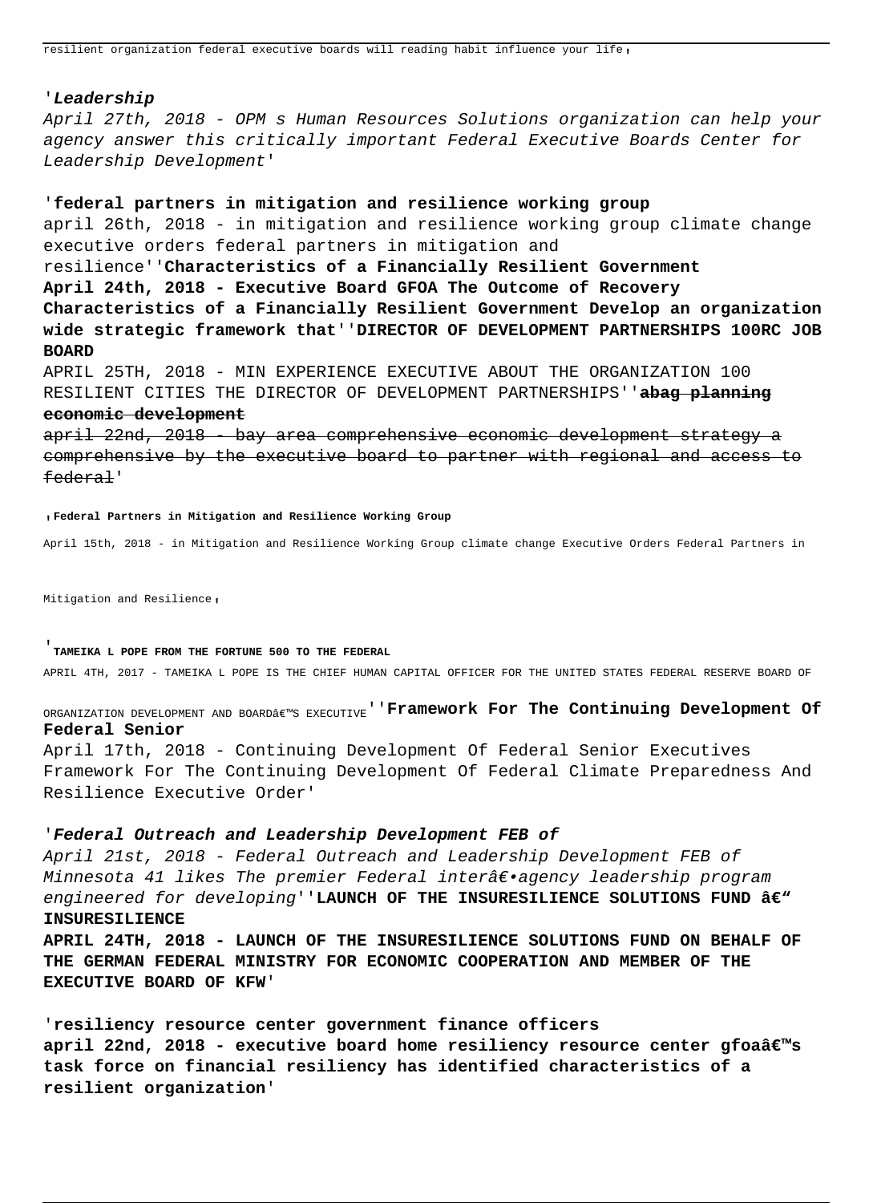resilient organization federal executive boards will reading habit influence your life,

'*Leadership*

*April 27th, 2018 - OPM s Human Resources Solutions organization can help your agency answer this critically important Federal Executive Boards Center for Leadership Development*'

'**federal partners in mitigation and resilience working group**

april 26th, 2018 - in mitigation and resilience working group climate change executive orders federal partners in mitigation and resilience''**Characteristics of a Financially Resilient Government**

**April 24th, 2018 - Executive Board GFOA The Outcome of Recovery Characteristics of a Financially Resilient Government Develop an organization wide strategic framework that**''**DIRECTOR OF DEVELOPMENT PARTNERSHIPS 100RC JOB BOARD**

APRIL 25TH, 2018 - MIN EXPERIENCE EXECUTIVE ABOUT THE ORGANIZATION 100 RESILIENT CITIES THE DIRECTOR OF DEVELOPMENT PARTNERSHIPS''~~**abag planning economic development**~~

~~april 22nd, 2018 - bay area comprehensive economic development strategy a comprehensive by the executive board to partner with regional and access to federal~~'

'**Federal Partners in Mitigation and Resilience Working Group**

April 15th, 2018 - in Mitigation and Resilience Working Group climate change Executive Orders Federal Partners in Mitigation and Resilience,

'**TAMEIKA L POPE FROM THE FORTUNE 500 TO THE FEDERAL**

APRIL 4TH, 2017 - TAMEIKA L POPE IS THE CHIEF HUMAN CAPITAL OFFICER FOR THE UNITED STATES FEDERAL RESERVE BOARD OF ORGANIZATION DEVELOPMENT AND BOARDâ€™S EXECUTIVE''**Framework For The Continuing Development Of Federal Senior**

April 17th, 2018 - Continuing Development Of Federal Senior Executives Framework For The Continuing Development Of Federal Climate Preparedness And Resilience Executive Order'

'***Federal Outreach and Leadership Development FEB of***

*April 21st, 2018 - Federal Outreach and Leadership Development FEB of Minnesota 41 likes The premier Federal interâ€•agency leadership program engineered for developing*''**LAUNCH OF THE INSURESILIENCE SOLUTIONS FUND â€" INSURESILIENCE**

**APRIL 24TH, 2018 - LAUNCH OF THE INSURESILIENCE SOLUTIONS FUND ON BEHALF OF THE GERMAN FEDERAL MINISTRY FOR ECONOMIC COOPERATION AND MEMBER OF THE EXECUTIVE BOARD OF KFW**'

'**resiliency resource center government finance officers**

**april 22nd, 2018 - executive board home resiliency resource center gfoaâ€™s task force on financial resiliency has identified characteristics of a resilient organization**'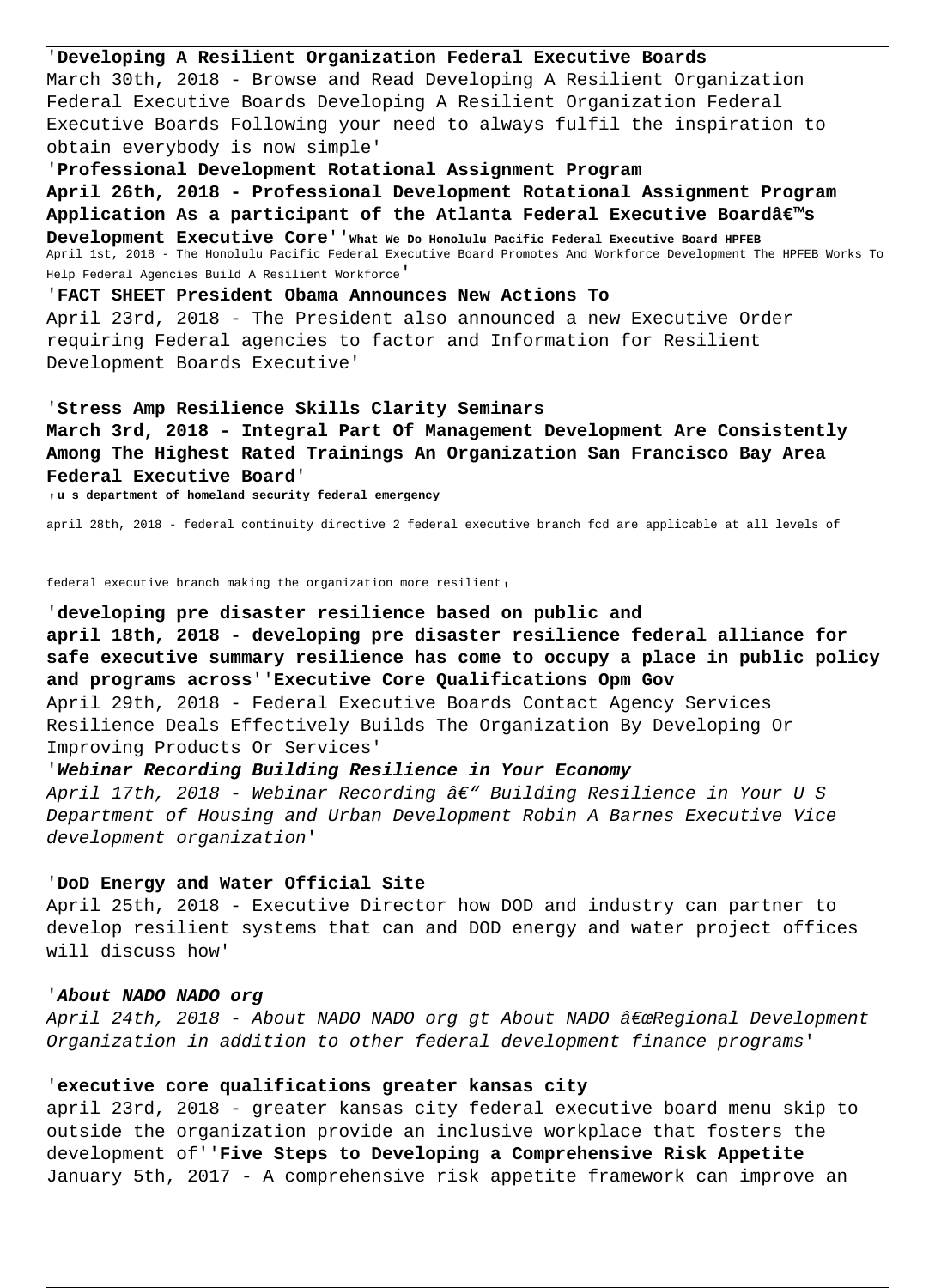'**Developing A Resilient Organization Federal Executive Boards**
March 30th, 2018 - Browse and Read Developing A Resilient Organization Federal Executive Boards Developing A Resilient Organization Federal Executive Boards Following your need to always fulfil the inspiration to obtain everybody is now simple'

'**Professional Development Rotational Assignment Program**
**April 26th, 2018 - Professional Development Rotational Assignment Program Application As a participant of the Atlanta Federal Executive Boardâ€™s Development Executive Core**''**What We Do Honolulu Pacific Federal Executive Board HPFEB**
April 1st, 2018 - The Honolulu Pacific Federal Executive Board Promotes And Workforce Development The HPFEB Works To Help Federal Agencies Build A Resilient Workforce'

'**FACT SHEET President Obama Announces New Actions To**
April 23rd, 2018 - The President also announced a new Executive Order requiring Federal agencies to factor and Information for Resilient Development Boards Executive'

'**Stress Amp Resilience Skills Clarity Seminars**
**March 3rd, 2018 - Integral Part Of Management Development Are Consistently Among The Highest Rated Trainings An Organization San Francisco Bay Area Federal Executive Board**'

,**u s department of homeland security federal emergency**

april 28th, 2018 - federal continuity directive 2 federal executive branch fcd are applicable at all levels of federal executive branch making the organization more resilient,

'**developing pre disaster resilience based on public and**
**april 18th, 2018 - developing pre disaster resilience federal alliance for safe executive summary resilience has come to occupy a place in public policy and programs across**''**Executive Core Qualifications Opm Gov**
April 29th, 2018 - Federal Executive Boards Contact Agency Services Resilience Deals Effectively Builds The Organization By Developing Or Improving Products Or Services'

'***Webinar Recording Building Resilience in Your Economy***
*April 17th, 2018 - Webinar Recording â€" Building Resilience in Your U S Department of Housing and Urban Development Robin A Barnes Executive Vice development organization*'

'**DoD Energy and Water Official Site**
April 25th, 2018 - Executive Director how DOD and industry can partner to develop resilient systems that can and DOD energy and water project offices will discuss how'

'***About NADO NADO org***
*April 24th, 2018 - About NADO NADO org gt About NADO â€œRegional Development Organization in addition to other federal development finance programs*'

'**executive core qualifications greater kansas city**
april 23rd, 2018 - greater kansas city federal executive board menu skip to outside the organization provide an inclusive workplace that fosters the development of''**Five Steps to Developing a Comprehensive Risk Appetite**
January 5th, 2017 - A comprehensive risk appetite framework can improve an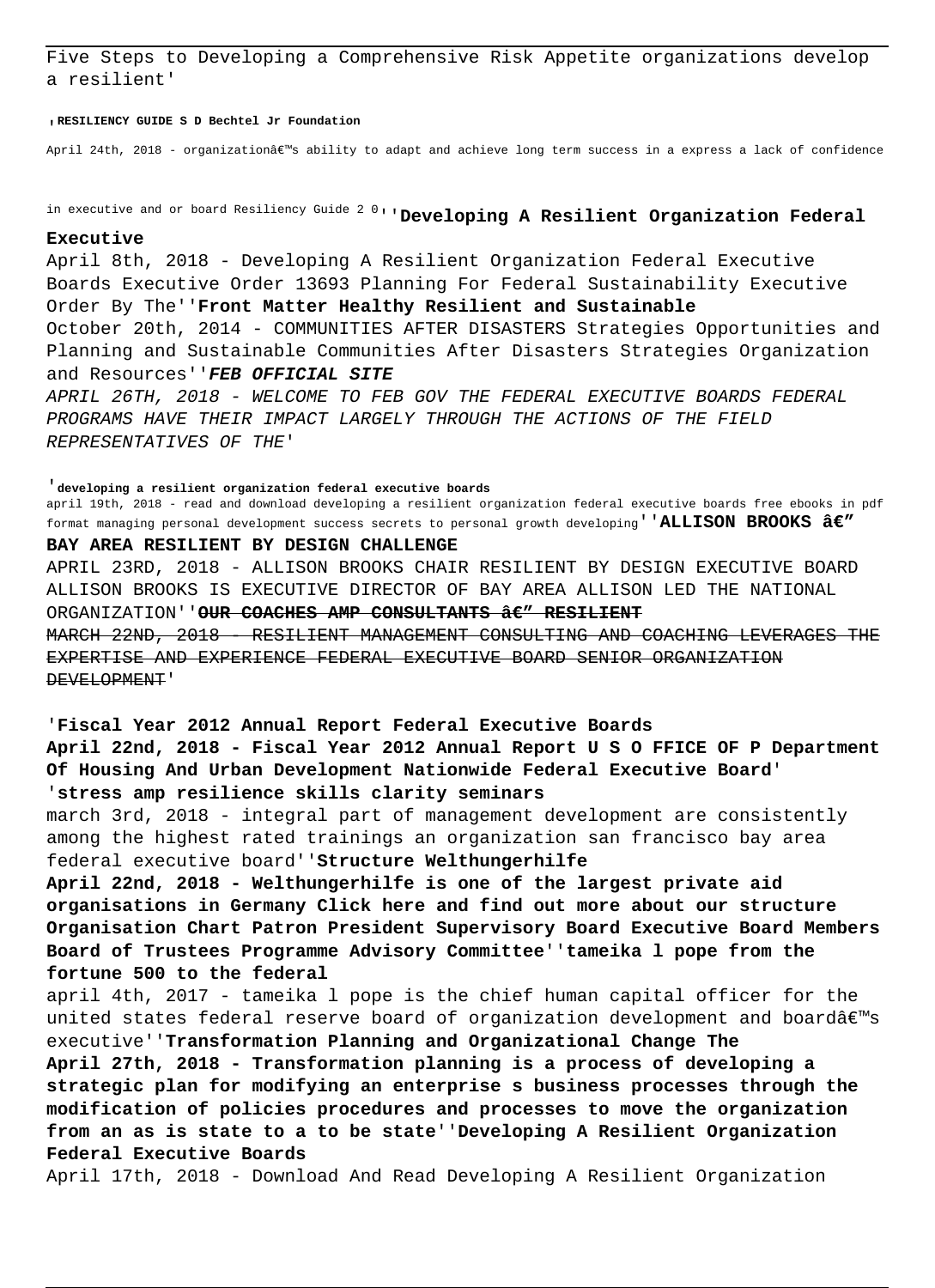Five Steps to Developing a Comprehensive Risk Appetite organizations develop a resilient'

'**RESILIENCY GUIDE S D Bechtel Jr Foundation**

April 24th, 2018 - organizationâ€™s ability to adapt and achieve long term success in a express a lack of confidence in executive and or board Resiliency Guide 2 0''**Developing A Resilient Organization Federal Executive**

April 8th, 2018 - Developing A Resilient Organization Federal Executive Boards Executive Order 13693 Planning For Federal Sustainability Executive Order By The''**Front Matter Healthy Resilient and Sustainable**

October 20th, 2014 - COMMUNITIES AFTER DISASTERS Strategies Opportunities and Planning and Sustainable Communities After Disasters Strategies Organization and Resources''***FEB OFFICIAL SITE***

*APRIL 26TH, 2018 - WELCOME TO FEB GOV THE FEDERAL EXECUTIVE BOARDS FEDERAL PROGRAMS HAVE THEIR IMPACT LARGELY THROUGH THE ACTIONS OF THE FIELD REPRESENTATIVES OF THE'*

'**developing a resilient organization federal executive boards**

april 19th, 2018 - read and download developing a resilient organization federal executive boards free ebooks in pdf format managing personal development success secrets to personal growth developing''**ALLISON BROOKS â€" BAY AREA RESILIENT BY DESIGN CHALLENGE**

APRIL 23RD, 2018 - ALLISON BROOKS CHAIR RESILIENT BY DESIGN EXECUTIVE BOARD ALLISON BROOKS IS EXECUTIVE DIRECTOR OF BAY AREA ALLISON LED THE NATIONAL ORGANIZATION''~~**OUR COACHES AMP CONSULTANTS â€" RESILIENT**~~

~~MARCH 22ND, 2018 - RESILIENT MANAGEMENT CONSULTING AND COACHING LEVERAGES THE EXPERTISE AND EXPERIENCE FEDERAL EXECUTIVE BOARD SENIOR ORGANIZATION DEVELOPMENT'~~

'**Fiscal Year 2012 Annual Report Federal Executive Boards**

**April 22nd, 2018 - Fiscal Year 2012 Annual Report U S O FFICE OF P Department Of Housing And Urban Development Nationwide Federal Executive Board**'

'**stress amp resilience skills clarity seminars**

march 3rd, 2018 - integral part of management development are consistently among the highest rated trainings an organization san francisco bay area federal executive board''**Structure Welthungerhilfe**

**April 22nd, 2018 - Welthungerhilfe is one of the largest private aid organisations in Germany Click here and find out more about our structure Organisation Chart Patron President Supervisory Board Executive Board Members Board of Trustees Programme Advisory Committee**''**tameika l pope from the fortune 500 to the federal**

april 4th, 2017 - tameika l pope is the chief human capital officer for the united states federal reserve board of organization development and boardâ€™s executive''**Transformation Planning and Organizational Change The**

**April 27th, 2018 - Transformation planning is a process of developing a strategic plan for modifying an enterprise s business processes through the modification of policies procedures and processes to move the organization from an as is state to a to be state**''**Developing A Resilient Organization Federal Executive Boards**

April 17th, 2018 - Download And Read Developing A Resilient Organization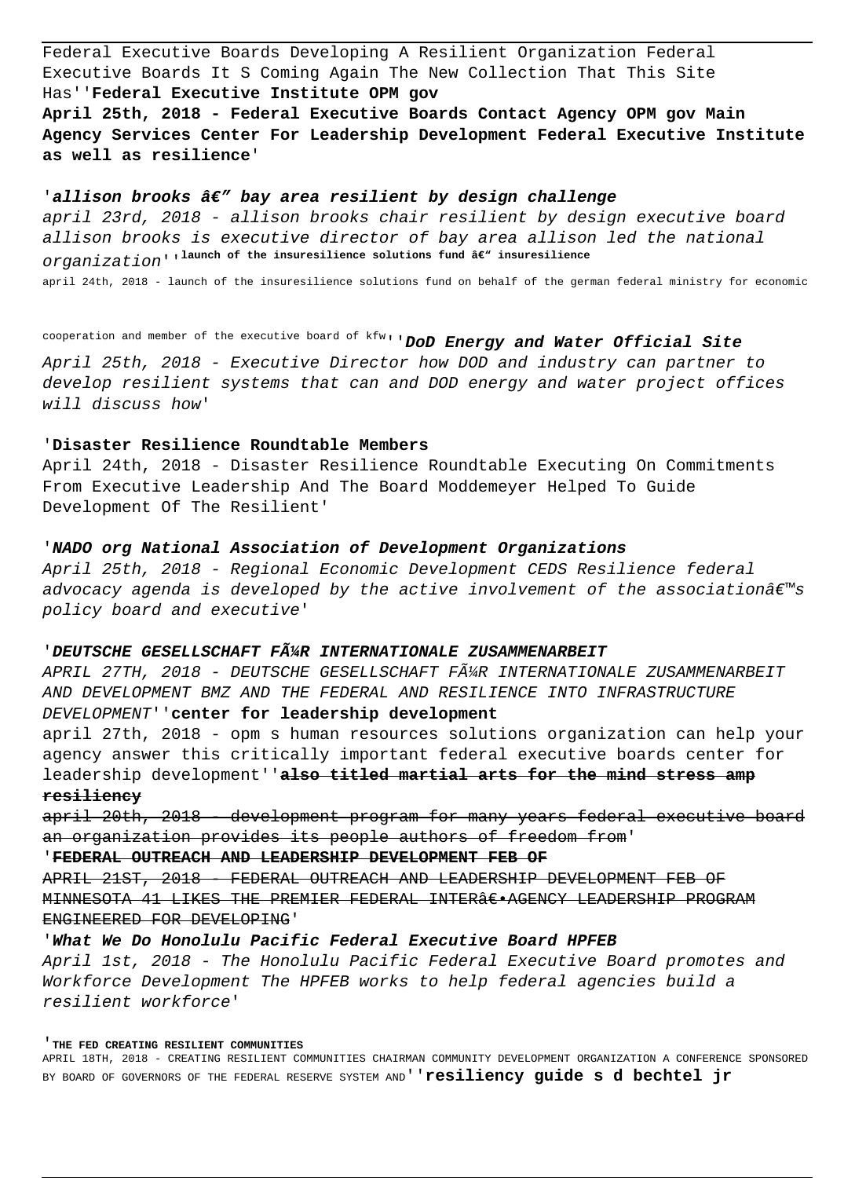Federal Executive Boards Developing A Resilient Organization Federal Executive Boards It S Coming Again The New Collection That This Site Has''**Federal Executive Institute OPM gov**

**April 25th, 2018 - Federal Executive Boards Contact Agency OPM gov Main Agency Services Center For Leadership Development Federal Executive Institute as well as resilience**'

'***allison brooks â€" bay area resilient by design challenge***

*april 23rd, 2018 - allison brooks chair resilient by design executive board allison brooks is executive director of bay area allison led the national organization*''**launch of the insuresilience solutions fund â€" insuresilience**

april 24th, 2018 - launch of the insuresilience solutions fund on behalf of the german federal ministry for economic cooperation and member of the executive board of kfw''***DoD Energy and Water Official Site***

*April 25th, 2018 - Executive Director how DOD and industry can partner to develop resilient systems that can and DOD energy and water project offices will discuss how*'

'**Disaster Resilience Roundtable Members**

April 24th, 2018 - Disaster Resilience Roundtable Executing On Commitments From Executive Leadership And The Board Moddemeyer Helped To Guide Development Of The Resilient'

'***NADO org National Association of Development Organizations***

*April 25th, 2018 - Regional Economic Development CEDS Resilience federal advocacy agenda is developed by the active involvement of the associationâ€™s policy board and executive*'

'***DEUTSCHE GESELLSCHAFT FÃ¼R INTERNATIONALE ZUSAMMENARBEIT***

*APRIL 27TH, 2018 - DEUTSCHE GESELLSCHAFT FÃ¼R INTERNATIONALE ZUSAMMENARBEIT AND DEVELOPMENT BMZ AND THE FEDERAL AND RESILIENCE INTO INFRASTRUCTURE DEVELOPMENT*''**center for leadership development**

april 27th, 2018 - opm s human resources solutions organization can help your agency answer this critically important federal executive boards center for leadership development''~~**also titled martial arts for the mind stress amp resiliency**~~

~~april 20th, 2018 - development program for many years federal executive board an organization provides its people authors of freedom from~~'

'~~**FEDERAL OUTREACH AND LEADERSHIP DEVELOPMENT FEB OF**~~

~~APRIL 21ST, 2018 - FEDERAL OUTREACH AND LEADERSHIP DEVELOPMENT FEB OF MINNESOTA 41 LIKES THE PREMIER FEDERAL INTERâ€•AGENCY LEADERSHIP PROGRAM ENGINEERED FOR DEVELOPING~~'

'***What We Do Honolulu Pacific Federal Executive Board HPFEB***

*April 1st, 2018 - The Honolulu Pacific Federal Executive Board promotes and Workforce Development The HPFEB works to help federal agencies build a resilient workforce*'

'**THE FED CREATING RESILIENT COMMUNITIES**

APRIL 18TH, 2018 - CREATING RESILIENT COMMUNITIES CHAIRMAN COMMUNITY DEVELOPMENT ORGANIZATION A CONFERENCE SPONSORED BY BOARD OF GOVERNORS OF THE FEDERAL RESERVE SYSTEM AND''**resiliency guide s d bechtel jr**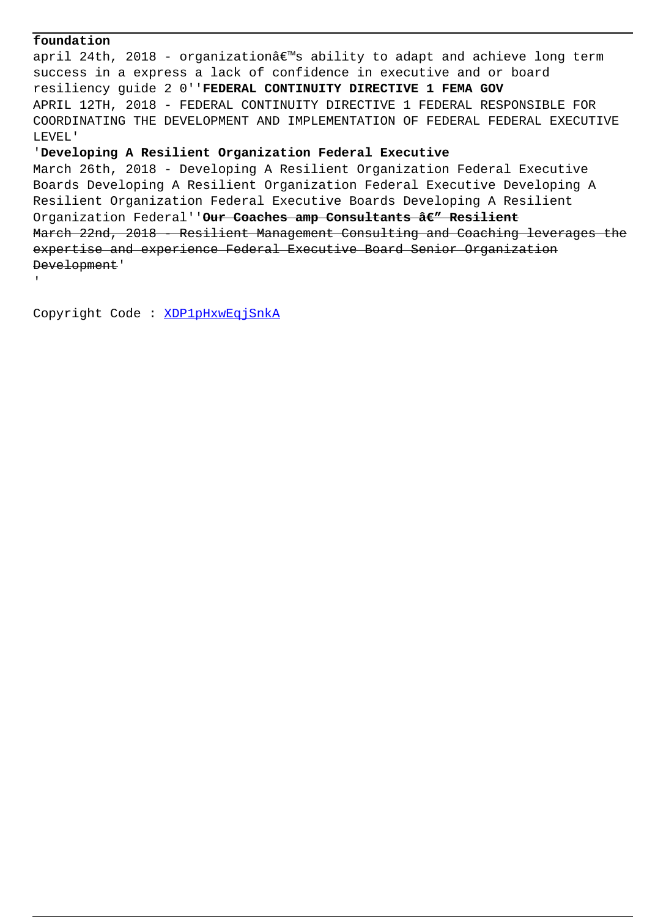**foundation**
april 24th, 2018 - organizationâ€™s ability to adapt and achieve long term success in a express a lack of confidence in executive and or board resiliency guide 2 0''**FEDERAL CONTINUITY DIRECTIVE 1 FEMA GOV**
APRIL 12TH, 2018 - FEDERAL CONTINUITY DIRECTIVE 1 FEDERAL RESPONSIBLE FOR COORDINATING THE DEVELOPMENT AND IMPLEMENTATION OF FEDERAL FEDERAL EXECUTIVE LEVEL'
'**Developing A Resilient Organization Federal Executive**
March 26th, 2018 - Developing A Resilient Organization Federal Executive Boards Developing A Resilient Organization Federal Executive Developing A Resilient Organization Federal Executive Boards Developing A Resilient Organization Federal''~~**Our Coaches amp Consultants â€" Resilient**~~
~~March 22nd, 2018 - Resilient Management Consulting and Coaching leverages the expertise and experience Federal Executive Board Senior Organization Development~~'
'

Copyright Code : XDP1pHxwEqjSnkA